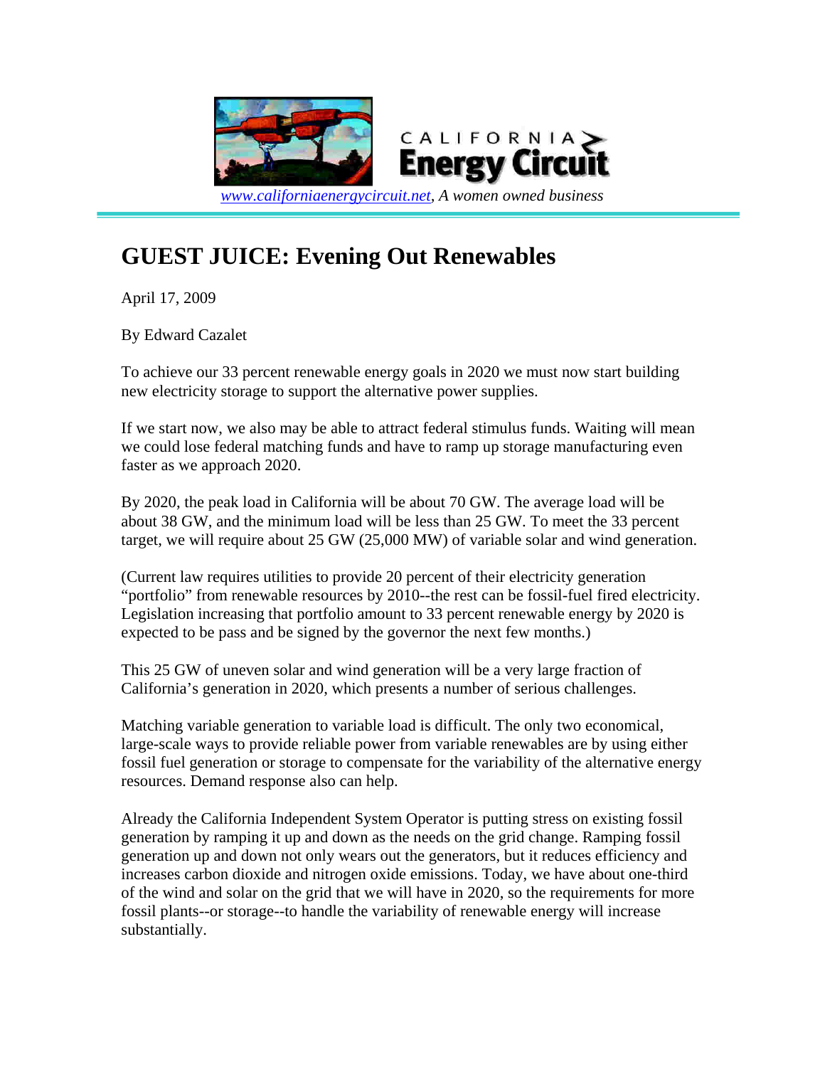CALIFORNIA Energy Circuit

www.californiaenergycircuit.net, *A women owned business*

# GUEST JUICE: Evening Out Renewables

April 17, 2009

By Edward Cazalet

To achieve our 33 percent renewable energy goals in 2020 we must now start building new electricity storage to support the alternative power supplies.

If we start now, we also may be able to attract federal stimulus funds. Waiting will mean we could lose federal matching funds and have to ramp up storage manufacturing even faster as we approach 2020.

By 2020, the peak load in California will be about 70 GW. The average load will be about 38 GW, and the minimum load will be less than 25 GW. To meet the 33 percent target, we will require about 25 GW (25,000 MW) of variable solar and wind generation.

(Current law requires utilities to provide 20 percent of their electricity generation "portfolio" from renewable resources by 2010--the rest can be fossil-fuel fired electricity. Legislation increasing that portfolio amount to 33 percent renewable energy by 2020 is expected to be pass and be signed by the governor the next few months.)

This 25 GW of uneven solar and wind generation will be a very large fraction of California's generation in 2020, which presents a number of serious challenges.

Matching variable generation to variable load is difficult. The only two economical, large-scale ways to provide reliable power from variable renewables are by using either fossil fuel generation or storage to compensate for the variability of the alternative energy resources. Demand response also can help.

Already the California Independent System Operator is putting stress on existing fossil generation by ramping it up and down as the needs on the grid change. Ramping fossil generation up and down not only wears out the generators, but it reduces efficiency and increases carbon dioxide and nitrogen oxide emissions. Today, we have about one-third of the wind and solar on the grid that we will have in 2020, so the requirements for more fossil plants--or storage--to handle the variability of renewable energy will increase substantially.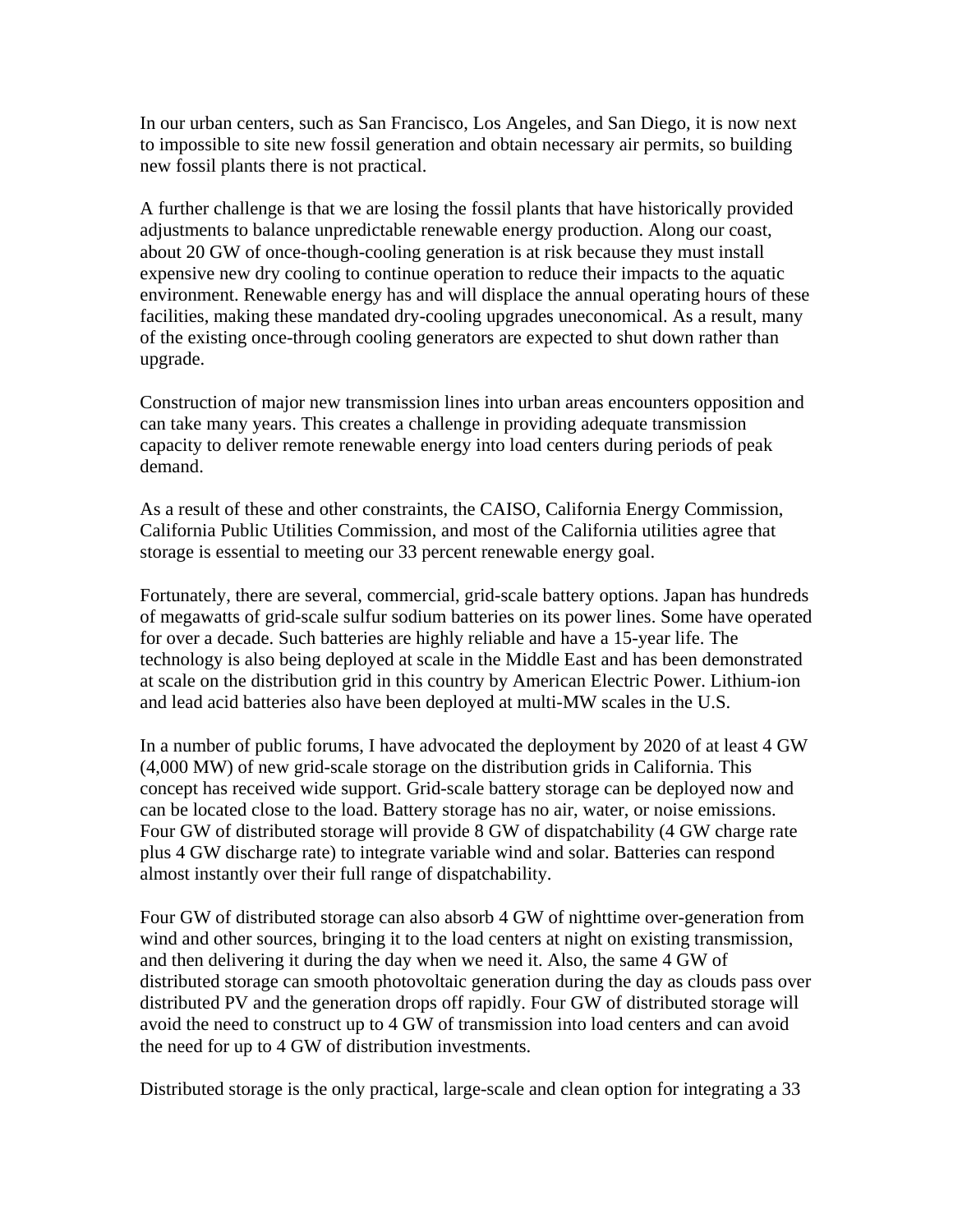In our urban centers, such as San Francisco, Los Angeles, and San Diego, it is now next to impossible to site new fossil generation and obtain necessary air permits, so building new fossil plants there is not practical.

A further challenge is that we are losing the fossil plants that have historically provided adjustments to balance unpredictable renewable energy production. Along our coast, about 20 GW of once-though-cooling generation is at risk because they must install expensive new dry cooling to continue operation to reduce their impacts to the aquatic environment. Renewable energy has and will displace the annual operating hours of these facilities, making these mandated dry-cooling upgrades uneconomical. As a result, many of the existing once-through cooling generators are expected to shut down rather than upgrade.

Construction of major new transmission lines into urban areas encounters opposition and can take many years. This creates a challenge in providing adequate transmission capacity to deliver remote renewable energy into load centers during periods of peak demand.

As a result of these and other constraints, the CAISO, California Energy Commission, California Public Utilities Commission, and most of the California utilities agree that storage is essential to meeting our 33 percent renewable energy goal.

Fortunately, there are several, commercial, grid-scale battery options. Japan has hundreds of megawatts of grid-scale sulfur sodium batteries on its power lines. Some have operated for over a decade. Such batteries are highly reliable and have a 15-year life. The technology is also being deployed at scale in the Middle East and has been demonstrated at scale on the distribution grid in this country by American Electric Power. Lithium-ion and lead acid batteries also have been deployed at multi-MW scales in the U.S.

In a number of public forums, I have advocated the deployment by 2020 of at least 4 GW (4,000 MW) of new grid-scale storage on the distribution grids in California. This concept has received wide support. Grid-scale battery storage can be deployed now and can be located close to the load. Battery storage has no air, water, or noise emissions. Four GW of distributed storage will provide 8 GW of dispatchability (4 GW charge rate plus 4 GW discharge rate) to integrate variable wind and solar. Batteries can respond almost instantly over their full range of dispatchability.

Four GW of distributed storage can also absorb 4 GW of nighttime over-generation from wind and other sources, bringing it to the load centers at night on existing transmission, and then delivering it during the day when we need it. Also, the same 4 GW of distributed storage can smooth photovoltaic generation during the day as clouds pass over distributed PV and the generation drops off rapidly. Four GW of distributed storage will avoid the need to construct up to 4 GW of transmission into load centers and can avoid the need for up to 4 GW of distribution investments.

Distributed storage is the only practical, large-scale and clean option for integrating a 33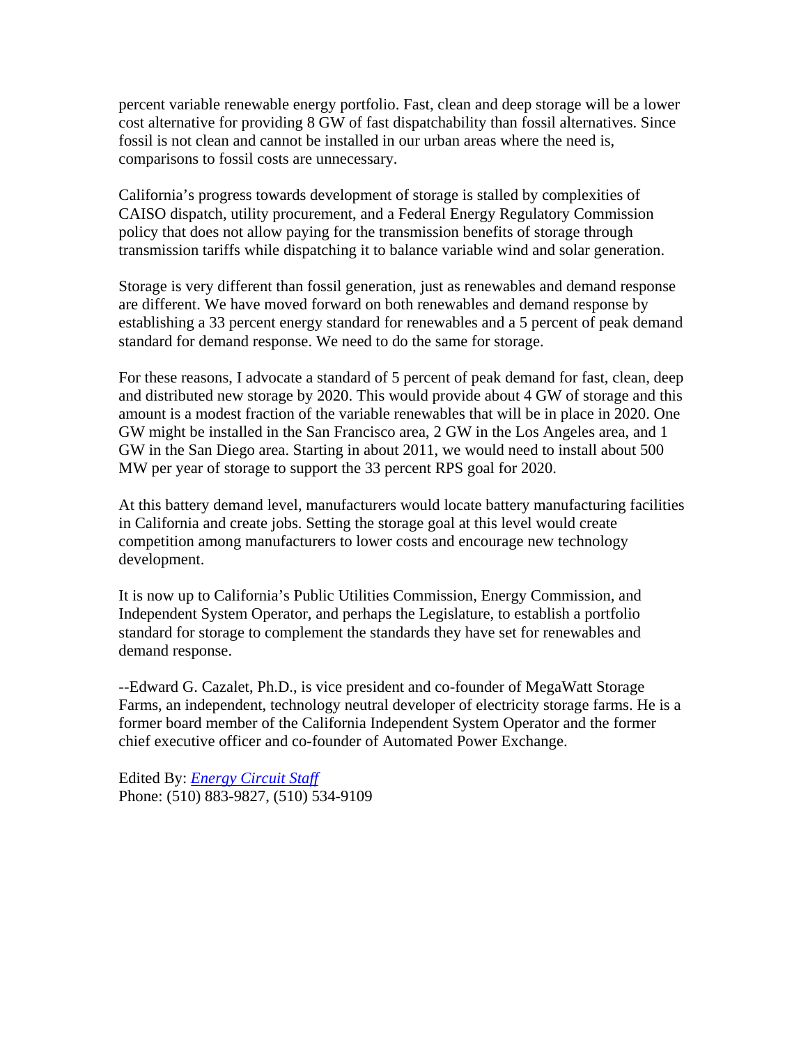percent variable renewable energy portfolio. Fast, clean and deep storage will be a lower cost alternative for providing 8 GW of fast dispatchability than fossil alternatives. Since fossil is not clean and cannot be installed in our urban areas where the need is, comparisons to fossil costs are unnecessary.

California's progress towards development of storage is stalled by complexities of CAISO dispatch, utility procurement, and a Federal Energy Regulatory Commission policy that does not allow paying for the transmission benefits of storage through transmission tariffs while dispatching it to balance variable wind and solar generation.

Storage is very different than fossil generation, just as renewables and demand response are different. We have moved forward on both renewables and demand response by establishing a 33 percent energy standard for renewables and a 5 percent of peak demand standard for demand response. We need to do the same for storage.

For these reasons, I advocate a standard of 5 percent of peak demand for fast, clean, deep and distributed new storage by 2020. This would provide about 4 GW of storage and this amount is a modest fraction of the variable renewables that will be in place in 2020. One GW might be installed in the San Francisco area, 2 GW in the Los Angeles area, and 1 GW in the San Diego area. Starting in about 2011, we would need to install about 500 MW per year of storage to support the 33 percent RPS goal for 2020.

At this battery demand level, manufacturers would locate battery manufacturing facilities in California and create jobs. Setting the storage goal at this level would create competition among manufacturers to lower costs and encourage new technology development.

It is now up to California's Public Utilities Commission, Energy Commission, and Independent System Operator, and perhaps the Legislature, to establish a portfolio standard for storage to complement the standards they have set for renewables and demand response.

--Edward G. Cazalet, Ph.D., is vice president and co-founder of MegaWatt Storage Farms, an independent, technology neutral developer of electricity storage farms. He is a former board member of the California Independent System Operator and the former chief executive officer and co-founder of Automated Power Exchange.

Edited By: *Energy Circuit Staff*
Phone: (510) 883-9827, (510) 534-9109